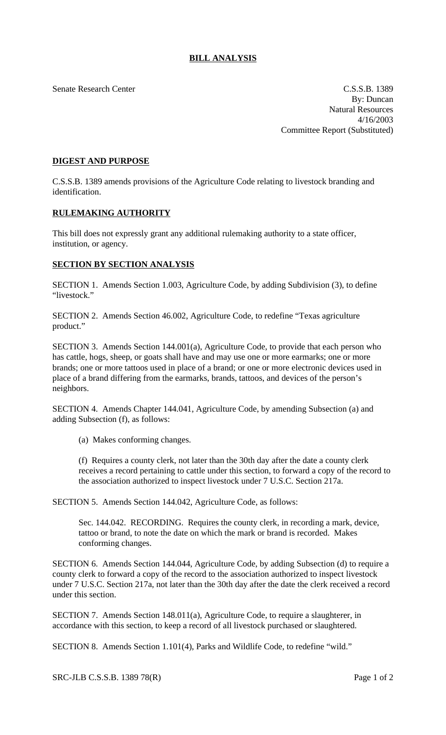# BILL ANALYSIS

Senate Research Center

C.S.S.B. 1389
By: Duncan
Natural Resources
4/16/2003
Committee Report (Substituted)

## DIGEST AND PURPOSE

C.S.S.B. 1389 amends provisions of the Agriculture Code relating to livestock branding and identification.

## RULEMAKING AUTHORITY

This bill does not expressly grant any additional rulemaking authority to a state officer, institution, or agency.

## SECTION BY SECTION ANALYSIS

SECTION 1. Amends Section 1.003, Agriculture Code, by adding Subdivision (3), to define "livestock."

SECTION 2. Amends Section 46.002, Agriculture Code, to redefine "Texas agriculture product."

SECTION 3. Amends Section 144.001(a), Agriculture Code, to provide that each person who has cattle, hogs, sheep, or goats shall have and may use one or more earmarks; one or more brands; one or more tattoos used in place of a brand; or one or more electronic devices used in place of a brand differing from the earmarks, brands, tattoos, and devices of the person's neighbors.

SECTION 4. Amends Chapter 144.041, Agriculture Code, by amending Subsection (a) and adding Subsection (f), as follows:

> (a) Makes conforming changes.
>
> (f) Requires a county clerk, not later than the 30th day after the date a county clerk receives a record pertaining to cattle under this section, to forward a copy of the record to the association authorized to inspect livestock under 7 U.S.C. Section 217a.

SECTION 5. Amends Section 144.042, Agriculture Code, as follows:

> Sec. 144.042. RECORDING. Requires the county clerk, in recording a mark, device, tattoo or brand, to note the date on which the mark or brand is recorded. Makes conforming changes.

SECTION 6. Amends Section 144.044, Agriculture Code, by adding Subsection (d) to require a county clerk to forward a copy of the record to the association authorized to inspect livestock under 7 U.S.C. Section 217a, not later than the 30th day after the date the clerk received a record under this section.

SECTION 7. Amends Section 148.011(a), Agriculture Code, to require a slaughterer, in accordance with this section, to keep a record of all livestock purchased or slaughtered.

SECTION 8. Amends Section 1.101(4), Parks and Wildlife Code, to redefine "wild."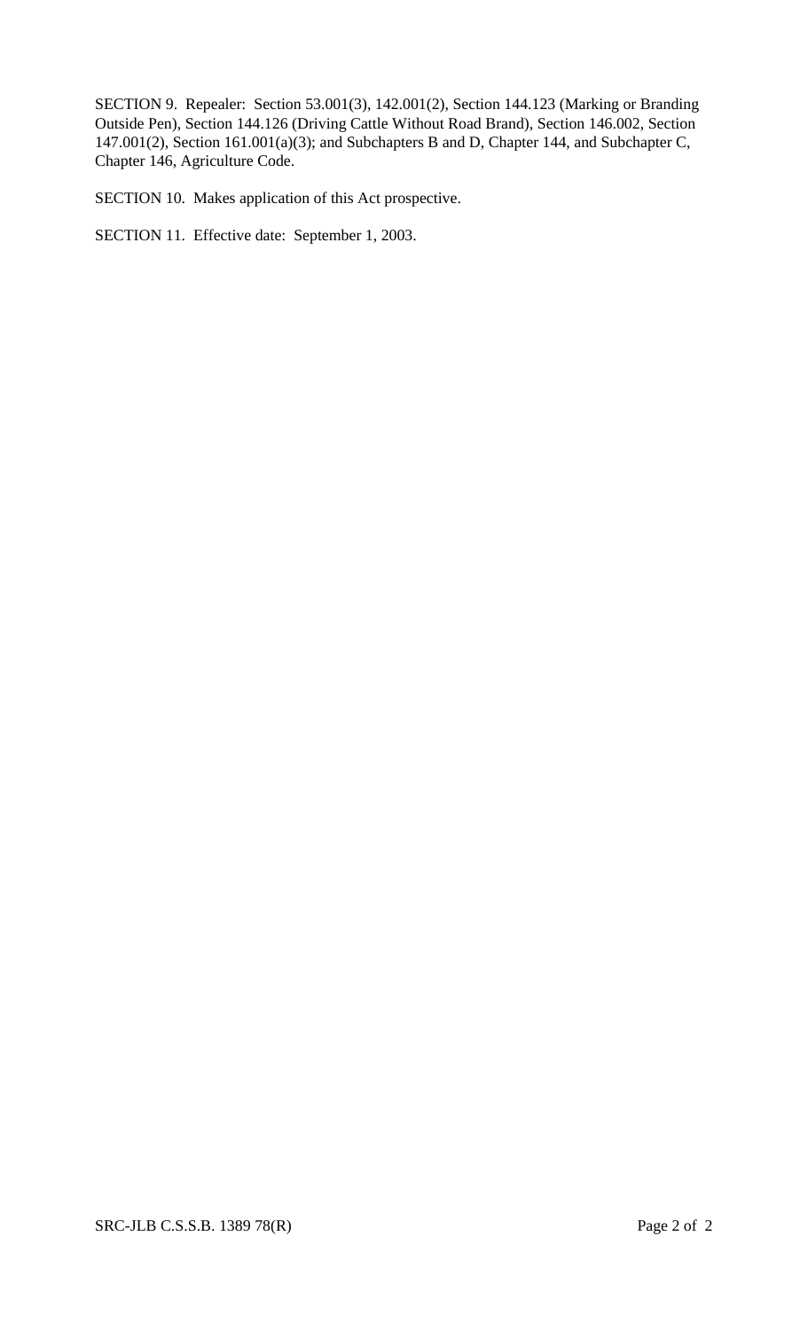SECTION 9. Repealer: Section 53.001(3), 142.001(2), Section 144.123 (Marking or Branding Outside Pen), Section 144.126 (Driving Cattle Without Road Brand), Section 146.002, Section 147.001(2), Section 161.001(a)(3); and Subchapters B and D, Chapter 144, and Subchapter C, Chapter 146, Agriculture Code.

SECTION 10. Makes application of this Act prospective.

SECTION 11. Effective date: September 1, 2003.